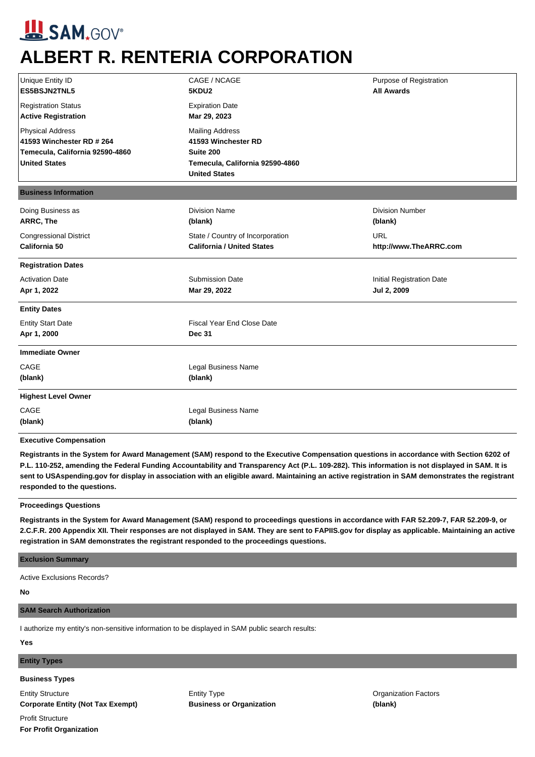SAM.GOV®

# ALBERT R. RENTERIA CORPORATION

| Unique Entity ID | CAGE / NCAGE | Purpose of Registration |
|---|---|---|
| **ES5BSJN2TNL5** | **5KDU2** | **All Awards** |
| Registration Status | Expiration Date | |
| **Active Registration** | **Mar 29, 2023** | |
| Physical Address | Mailing Address | |
| **41593 Winchester RD # 264**<br>**Temecula, California 92590-4860**<br>**United States** | **41593 Winchester RD**<br>**Suite 200**<br>**Temecula, California 92590-4860**<br>**United States** | |

## Business Information

| Doing Business as | Division Name | Division Number |
|---|---|---|
| **ARRC, The** | **(blank)** | **(blank)** |
| Congressional District | State / Country of Incorporation | URL |
| **California 50** | **California / United States** | **http://www.TheARRC.com** |

### Registration Dates

| Activation Date | Submission Date | Initial Registration Date |
|---|---|---|
| **Apr 1, 2022** | **Mar 29, 2022** | **Jul 2, 2009** |

### Entity Dates

| Entity Start Date | Fiscal Year End Close Date |
|---|---|
| **Apr 1, 2000** | **Dec 31** |

### Immediate Owner

| CAGE | Legal Business Name |
|---|---|
| **(blank)** | **(blank)** |

### Highest Level Owner

| CAGE | Legal Business Name |
|---|---|
| **(blank)** | **(blank)** |

### Executive Compensation

**Registrants in the System for Award Management (SAM) respond to the Executive Compensation questions in accordance with Section 6202 of P.L. 110-252, amending the Federal Funding Accountability and Transparency Act (P.L. 109-282). This information is not displayed in SAM. It is sent to USAspending.gov for display in association with an eligible award. Maintaining an active registration in SAM demonstrates the registrant responded to the questions.**

### Proceedings Questions

**Registrants in the System for Award Management (SAM) respond to proceedings questions in accordance with FAR 52.209-7, FAR 52.209-9, or 2.C.F.R. 200 Appendix XII. Their responses are not displayed in SAM. They are sent to FAPIIS.gov for display as applicable. Maintaining an active registration in SAM demonstrates the registrant responded to the proceedings questions.**

## Exclusion Summary

Active Exclusions Records?

**No**

## SAM Search Authorization

I authorize my entity's non-sensitive information to be displayed in SAM public search results:

**Yes**

## Entity Types

### Business Types

| Entity Structure | Entity Type | Organization Factors |
|---|---|---|
| **Corporate Entity (Not Tax Exempt)** | **Business or Organization** | **(blank)** |
| Profit Structure | | |
| **For Profit Organization** | | |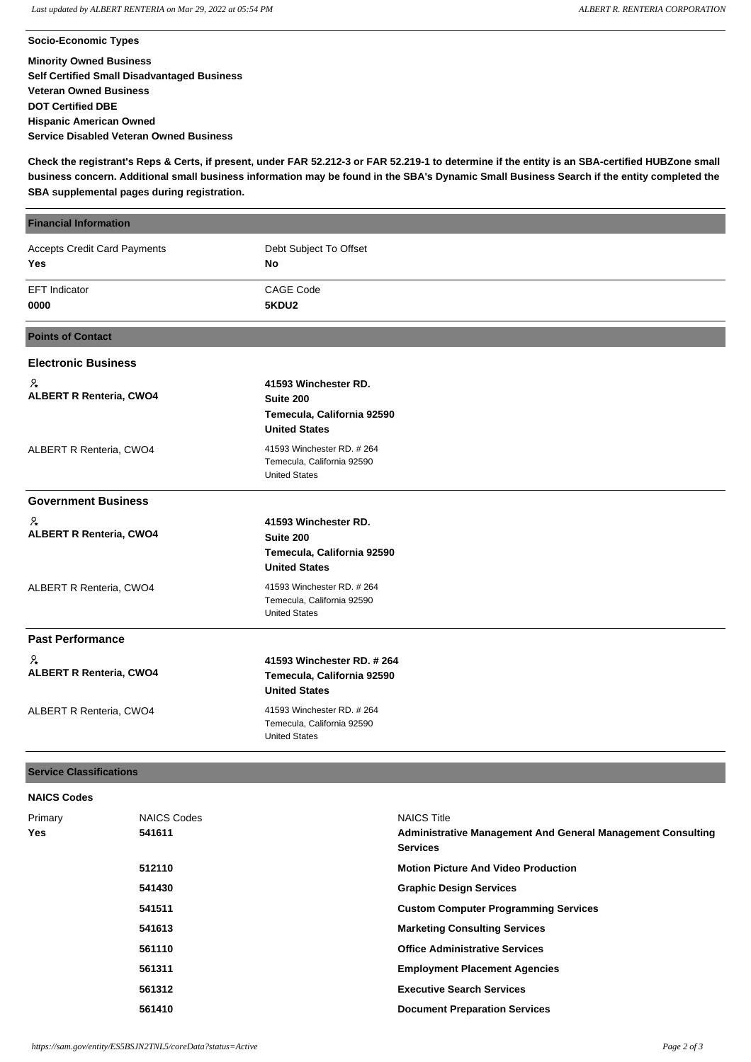**Socio-Economic Types**

**Minority Owned Business**
**Self Certified Small Disadvantaged Business**
**Veteran Owned Business**
**DOT Certified DBE**
**Hispanic American Owned**
**Service Disabled Veteran Owned Business**

**Check the registrant's Reps & Certs, if present, under FAR 52.212-3 or FAR 52.219-1 to determine if the entity is an SBA-certified HUBZone small business concern. Additional small business information may be found in the SBA's Dynamic Small Business Search if the entity completed the SBA supplemental pages during registration.**

## Financial Information

| | |
|---|---|
| Accepts Credit Card Payments<br>**Yes** | Debt Subject To Offset<br>**No** |
| EFT Indicator<br>**0000** | CAGE Code<br>**5KDU2** |

## Points of Contact

### Electronic Business

| | |
|---|---|
| **ALBERT R Renteria, CWO4** | **41593 Winchester RD.**<br>**Suite 200**<br>**Temecula, California 92590**<br>**United States** |
| ALBERT R Renteria, CWO4 | 41593 Winchester RD. # 264<br>Temecula, California 92590<br>United States |

### Government Business

| | |
|---|---|
| **ALBERT R Renteria, CWO4** | **41593 Winchester RD.**<br>**Suite 200**<br>**Temecula, California 92590**<br>**United States** |
| ALBERT R Renteria, CWO4 | 41593 Winchester RD. # 264<br>Temecula, California 92590<br>United States |

### Past Performance

| | |
|---|---|
| **ALBERT R Renteria, CWO4** | **41593 Winchester RD. # 264**<br>**Temecula, California 92590**<br>**United States** |
| ALBERT R Renteria, CWO4 | 41593 Winchester RD. # 264<br>Temecula, California 92590<br>United States |

## Service Classifications

**NAICS Codes**

| Primary | NAICS Codes | NAICS Title |
|---|---|---|
| **Yes** | **541611** | **Administrative Management And General Management Consulting Services** |
| | **512110** | **Motion Picture And Video Production** |
| | **541430** | **Graphic Design Services** |
| | **541511** | **Custom Computer Programming Services** |
| | **541613** | **Marketing Consulting Services** |
| | **561110** | **Office Administrative Services** |
| | **561311** | **Employment Placement Agencies** |
| | **561312** | **Executive Search Services** |
| | **561410** | **Document Preparation Services** |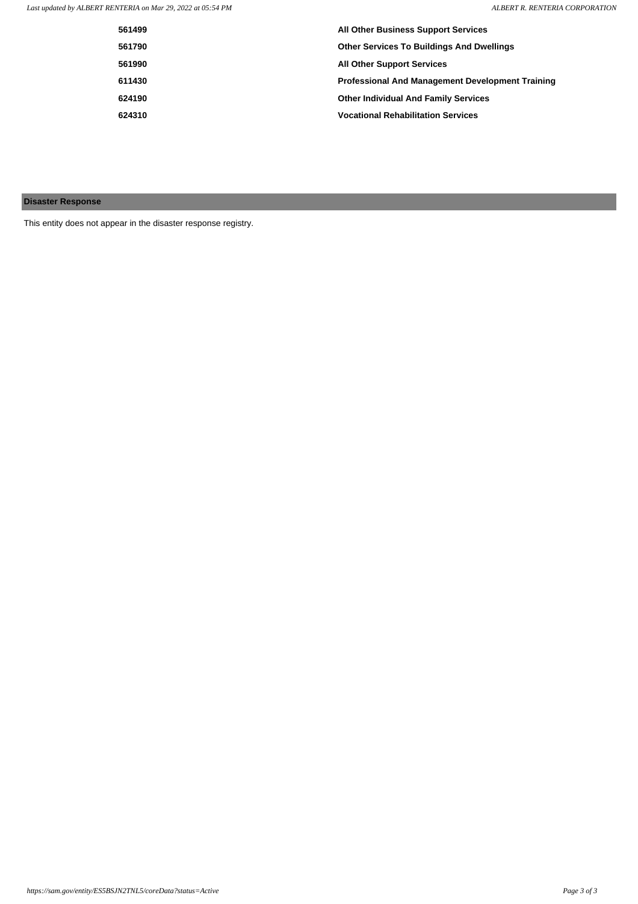| | |
|---|---|
| **561499** | **All Other Business Support Services** |
| **561790** | **Other Services To Buildings And Dwellings** |
| **561990** | **All Other Support Services** |
| **611430** | **Professional And Management Development Training** |
| **624190** | **Other Individual And Family Services** |
| **624310** | **Vocational Rehabilitation Services** |

## Disaster Response

This entity does not appear in the disaster response registry.